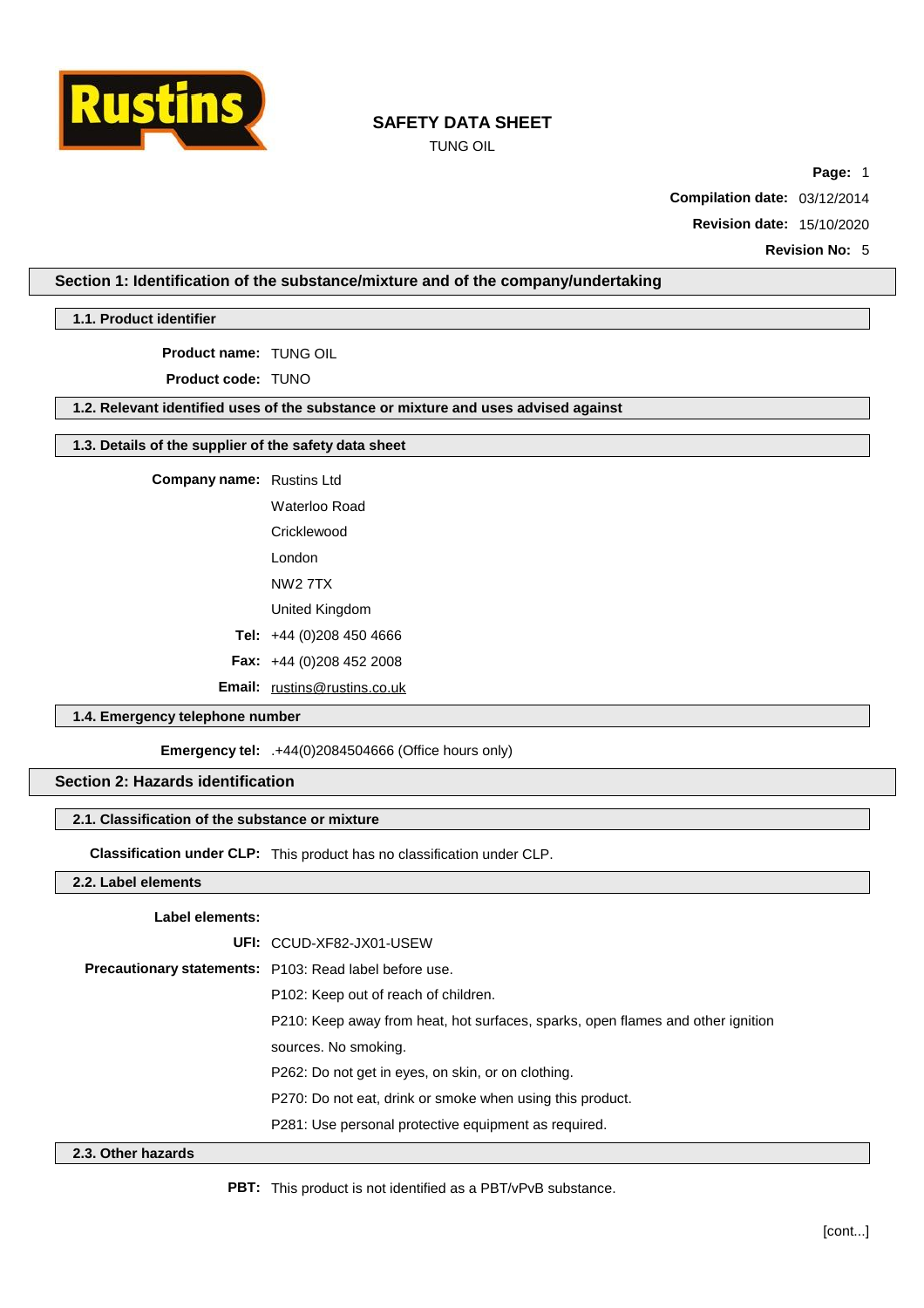# SAFETY DATA SHEET

TUNG OIL

**Page:** 1

**Compilation date:** 03/12/2014

**Revision date:** 15/10/2020

**Revision No:** 5

## Section 1: Identification of the substance/mixture and of the company/undertaking

### 1.1. Product identifier

**Product name:** TUNG OIL

**Product code:** TUNO

### 1.2. Relevant identified uses of the substance or mixture and uses advised against

### 1.3. Details of the supplier of the safety data sheet

**Company name:** Rustins Ltd
Waterloo Road
Cricklewood
London
NW2 7TX
United Kingdom

**Tel:** +44 (0)208 450 4666

**Fax:** +44 (0)208 452 2008

**Email:** rustins@rustins.co.uk

### 1.4. Emergency telephone number

**Emergency tel:** .+44(0)2084504666 (Office hours only)

## Section 2: Hazards identification

### 2.1. Classification of the substance or mixture

**Classification under CLP:** This product has no classification under CLP.

### 2.2. Label elements

**Label elements:**

**UFI:** CCUD-XF82-JX01-USEW

**Precautionary statements:** P103: Read label before use.
P102: Keep out of reach of children.
P210: Keep away from heat, hot surfaces, sparks, open flames and other ignition sources. No smoking.
P262: Do not get in eyes, on skin, or on clothing.
P270: Do not eat, drink or smoke when using this product.
P281: Use personal protective equipment as required.

### 2.3. Other hazards

**PBT:** This product is not identified as a PBT/vPvB substance.

[cont...]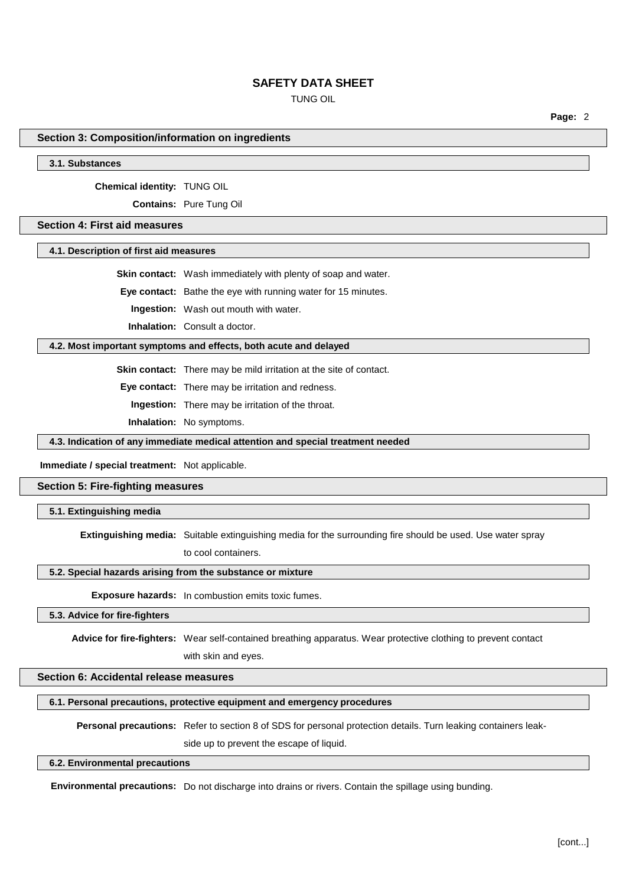## Section 3: Composition/information on ingredients

### 3.1. Substances

**Chemical identity:** TUNG OIL

**Contains:** Pure Tung Oil

## Section 4: First aid measures

### 4.1. Description of first aid measures

**Skin contact:** Wash immediately with plenty of soap and water.

**Eye contact:** Bathe the eye with running water for 15 minutes.

**Ingestion:** Wash out mouth with water.

**Inhalation:** Consult a doctor.

### 4.2. Most important symptoms and effects, both acute and delayed

**Skin contact:** There may be mild irritation at the site of contact.

**Eye contact:** There may be irritation and redness.

**Ingestion:** There may be irritation of the throat.

**Inhalation:** No symptoms.

### 4.3. Indication of any immediate medical attention and special treatment needed

**Immediate / special treatment:** Not applicable.

## Section 5: Fire-fighting measures

### 5.1. Extinguishing media

**Extinguishing media:** Suitable extinguishing media for the surrounding fire should be used. Use water spray to cool containers.

### 5.2. Special hazards arising from the substance or mixture

**Exposure hazards:** In combustion emits toxic fumes.

### 5.3. Advice for fire-fighters

**Advice for fire-fighters:** Wear self-contained breathing apparatus. Wear protective clothing to prevent contact with skin and eyes.

## Section 6: Accidental release measures

### 6.1. Personal precautions, protective equipment and emergency procedures

**Personal precautions:** Refer to section 8 of SDS for personal protection details. Turn leaking containers leak-side up to prevent the escape of liquid.

### 6.2. Environmental precautions

**Environmental precautions:** Do not discharge into drains or rivers. Contain the spillage using bunding.

[cont...]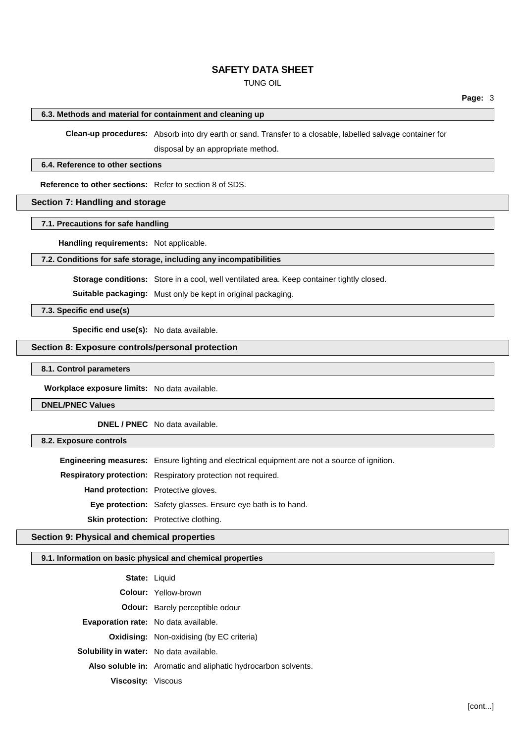### 6.3. Methods and material for containment and cleaning up

**Clean-up procedures:** Absorb into dry earth or sand. Transfer to a closable, labelled salvage container for disposal by an appropriate method.

### 6.4. Reference to other sections

**Reference to other sections:** Refer to section 8 of SDS.

## Section 7: Handling and storage

### 7.1. Precautions for safe handling

**Handling requirements:** Not applicable.

### 7.2. Conditions for safe storage, including any incompatibilities

**Storage conditions:** Store in a cool, well ventilated area. Keep container tightly closed.

**Suitable packaging:** Must only be kept in original packaging.

### 7.3. Specific end use(s)

**Specific end use(s):** No data available.

## Section 8: Exposure controls/personal protection

### 8.1. Control parameters

**Workplace exposure limits:** No data available.

### DNEL/PNEC Values

**DNEL / PNEC** No data available.

### 8.2. Exposure controls

**Engineering measures:** Ensure lighting and electrical equipment are not a source of ignition.

**Respiratory protection:** Respiratory protection not required.

**Hand protection:** Protective gloves.

**Eye protection:** Safety glasses. Ensure eye bath is to hand.

**Skin protection:** Protective clothing.

## Section 9: Physical and chemical properties

### 9.1. Information on basic physical and chemical properties

**State:** Liquid

**Colour:** Yellow-brown

**Odour:** Barely perceptible odour

**Evaporation rate:** No data available.

**Oxidising:** Non-oxidising (by EC criteria)

**Solubility in water:** No data available.

**Also soluble in:** Aromatic and aliphatic hydrocarbon solvents.

**Viscosity:** Viscous

[cont...]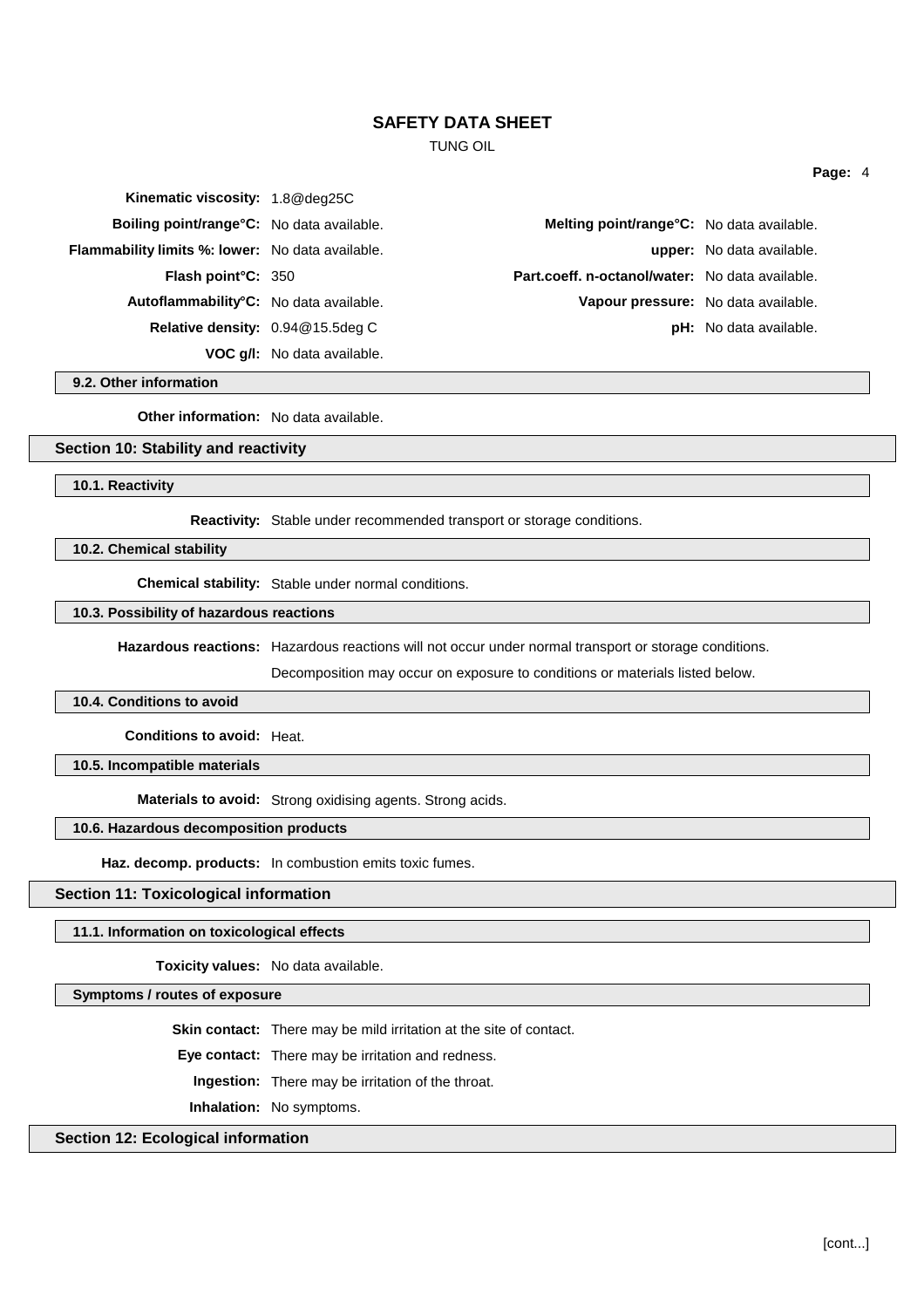| | | | |
|---|---|---|---|
| **Kinematic viscosity:** | 1.8@deg25C | | |
| **Boiling point/range°C:** | No data available. | **Melting point/range°C:** | No data available. |
| **Flammability limits %: lower:** | No data available. | **upper:** | No data available. |
| **Flash point°C:** | 350 | **Part.coeff. n-octanol/water:** | No data available. |
| **Autoflammability°C:** | No data available. | **Vapour pressure:** | No data available. |
| **Relative density:** | 0.94@15.5deg C | **pH:** | No data available. |
| **VOC g/l:** | No data available. | | |

### 9.2. Other information

**Other information:** No data available.

## Section 10: Stability and reactivity

### 10.1. Reactivity

**Reactivity:** Stable under recommended transport or storage conditions.

### 10.2. Chemical stability

**Chemical stability:** Stable under normal conditions.

### 10.3. Possibility of hazardous reactions

**Hazardous reactions:** Hazardous reactions will not occur under normal transport or storage conditions.

Decomposition may occur on exposure to conditions or materials listed below.

### 10.4. Conditions to avoid

**Conditions to avoid:** Heat.

### 10.5. Incompatible materials

**Materials to avoid:** Strong oxidising agents. Strong acids.

### 10.6. Hazardous decomposition products

**Haz. decomp. products:** In combustion emits toxic fumes.

## Section 11: Toxicological information

### 11.1. Information on toxicological effects

**Toxicity values:** No data available.

### Symptoms / routes of exposure

**Skin contact:** There may be mild irritation at the site of contact.

**Eye contact:** There may be irritation and redness.

**Ingestion:** There may be irritation of the throat.

**Inhalation:** No symptoms.

## Section 12: Ecological information

[cont...]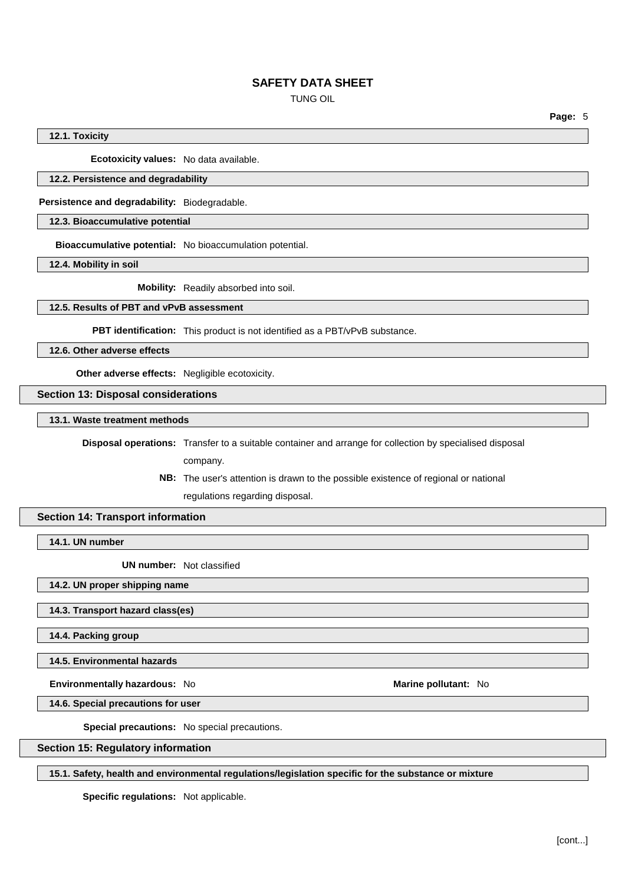### 12.1. Toxicity

**Ecotoxicity values:** No data available.

### 12.2. Persistence and degradability

**Persistence and degradability:** Biodegradable.

### 12.3. Bioaccumulative potential

**Bioaccumulative potential:** No bioaccumulation potential.

### 12.4. Mobility in soil

**Mobility:** Readily absorbed into soil.

### 12.5. Results of PBT and vPvB assessment

**PBT identification:** This product is not identified as a PBT/vPvB substance.

### 12.6. Other adverse effects

**Other adverse effects:** Negligible ecotoxicity.

## Section 13: Disposal considerations

### 13.1. Waste treatment methods

**Disposal operations:** Transfer to a suitable container and arrange for collection by specialised disposal company.

**NB:** The user's attention is drawn to the possible existence of regional or national regulations regarding disposal.

## Section 14: Transport information

### 14.1. UN number

**UN number:** Not classified

### 14.2. UN proper shipping name

### 14.3. Transport hazard class(es)

### 14.4. Packing group

### 14.5. Environmental hazards

**Environmentally hazardous:** No

**Marine pollutant:** No

### 14.6. Special precautions for user

**Special precautions:** No special precautions.

## Section 15: Regulatory information

### 15.1. Safety, health and environmental regulations/legislation specific for the substance or mixture

**Specific regulations:** Not applicable.

[cont...]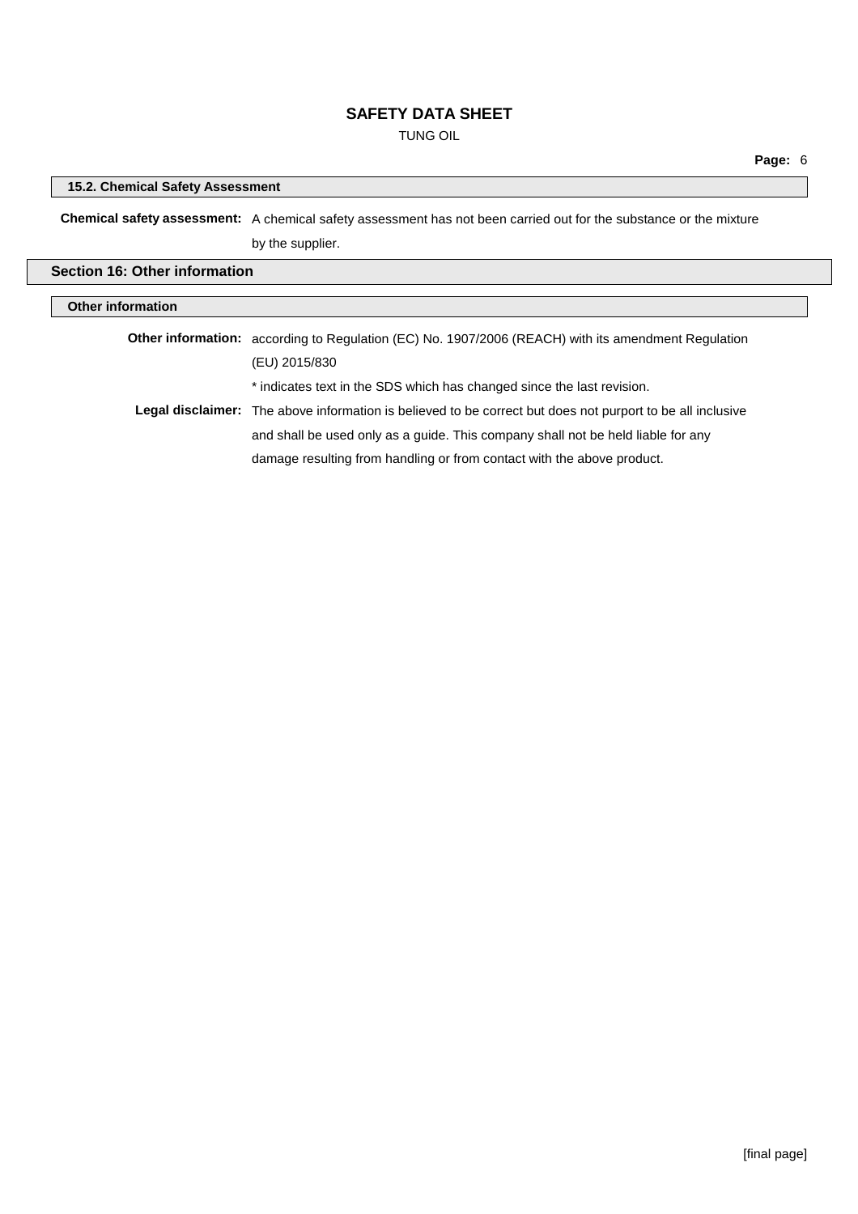### 15.2. Chemical Safety Assessment

**Chemical safety assessment:** A chemical safety assessment has not been carried out for the substance or the mixture by the supplier.

## Section 16: Other information

### Other information

**Other information:** according to Regulation (EC) No. 1907/2006 (REACH) with its amendment Regulation (EU) 2015/830

* indicates text in the SDS which has changed since the last revision.

**Legal disclaimer:** The above information is believed to be correct but does not purport to be all inclusive and shall be used only as a guide. This company shall not be held liable for any damage resulting from handling or from contact with the above product.

[final page]